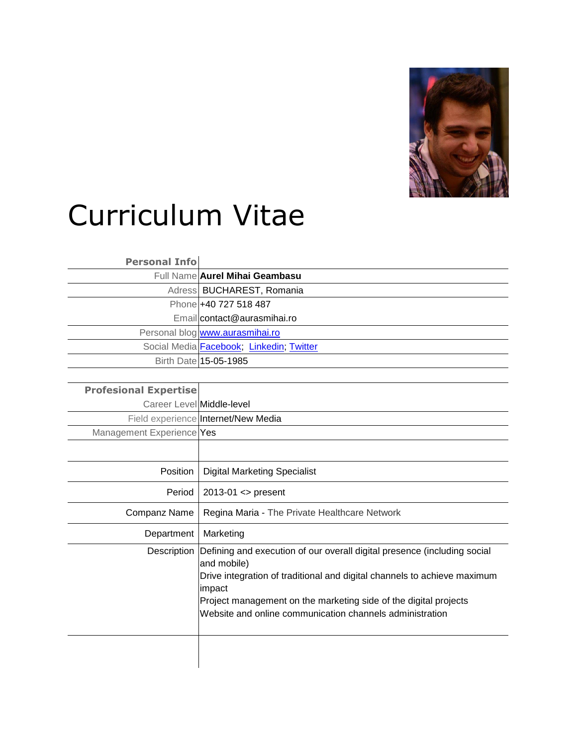# Curriculum Vitae

| **Personal Info** | |
|---|---|
| Full Name | **Aurel Mihai Geambasu** |
| Adress | BUCHAREST, Romania |
| Phone | +40 727 518 487 |
| Email | contact@aurasmihai.ro |
| Personal blog | www.aurasmihai.ro |
| Social Media | Facebook; Linkedin; Twitter |
| Birth Date | 15-05-1985 |

| **Profesional Expertise** | |
|---|---|
| Career Level | Middle-level |
| Field experience | Internet/New Media |
| Management Experience | Yes |
| | |
| Position | Digital Marketing Specialist |
| Period | 2013-01 <> present |
| Companz Name | Regina Maria - The Private Healthcare Network |
| Department | Marketing |
| Description | Defining and execution of our overall digital presence (including social and mobile)<br>Drive integration of traditional and digital channels to achieve maximum impact<br>Project management on the marketing side of the digital projects<br>Website and online communication channels administration |
| | |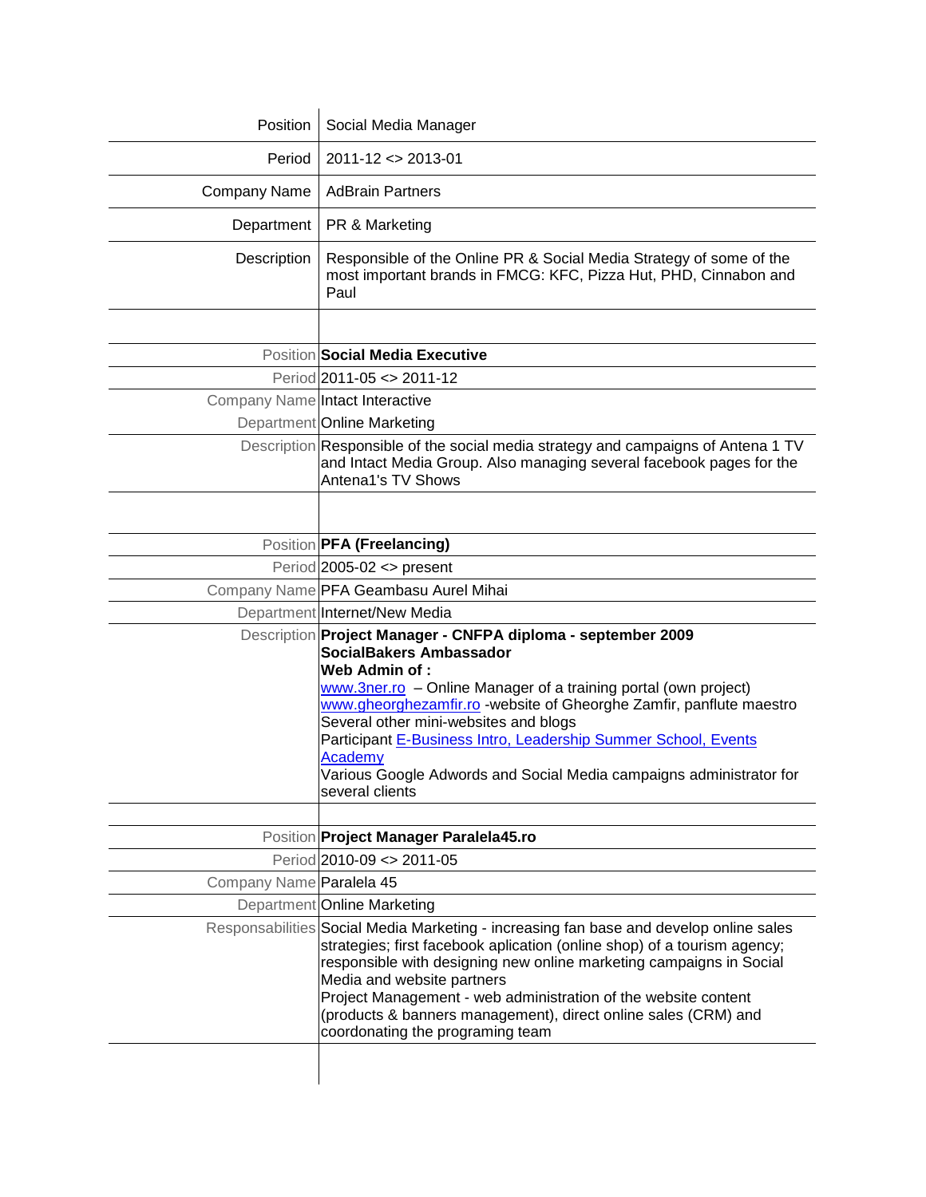| | |
|---|---|
| Position | Social Media Manager |
| Period | 2011-12 <> 2013-01 |
| Company Name | AdBrain Partners |
| Department | PR & Marketing |
| Description | Responsible of the Online PR & Social Media Strategy of some of the most important brands in FMCG: KFC, Pizza Hut, PHD, Cinnabon and Paul |

| | |
|---|---|
| Position | **Social Media Executive** |
| Period | 2011-05 <> 2011-12 |
| Company Name | Intact Interactive |
| Department | Online Marketing |
| Description | Responsible of the social media strategy and campaigns of Antena 1 TV and Intact Media Group. Also managing several facebook pages for the Antena1's TV Shows |

| | |
|---|---|
| Position | **PFA (Freelancing)** |
| Period | 2005-02 <> present |
| Company Name | PFA Geambasu Aurel Mihai |
| Department | Internet/New Media |
| Description | **Project Manager - CNFPA diploma - september 2009**<br>**SocialBakers Ambassador**<br>**Web Admin of :**<br>www.3ner.ro – Online Manager of a training portal (own project)<br>www.gheorghezamfir.ro -website of Gheorghe Zamfir, panflute maestro<br>Several other mini-websites and blogs<br>Participant E-Business Intro, Leadership Summer School, Events Academy<br>Various Google Adwords and Social Media campaigns administrator for several clients |

| | |
|---|---|
| Position | **Project Manager Paralela45.ro** |
| Period | 2010-09 <> 2011-05 |
| Company Name | Paralela 45 |
| Department | Online Marketing |
| Responsabilities | Social Media Marketing - increasing fan base and develop online sales strategies; first facebook aplication (online shop) of a tourism agency; responsible with designing new online marketing campaigns in Social Media and website partners<br>Project Management - web administration of the website content (products & banners management), direct online sales (CRM) and coordonating the programing team |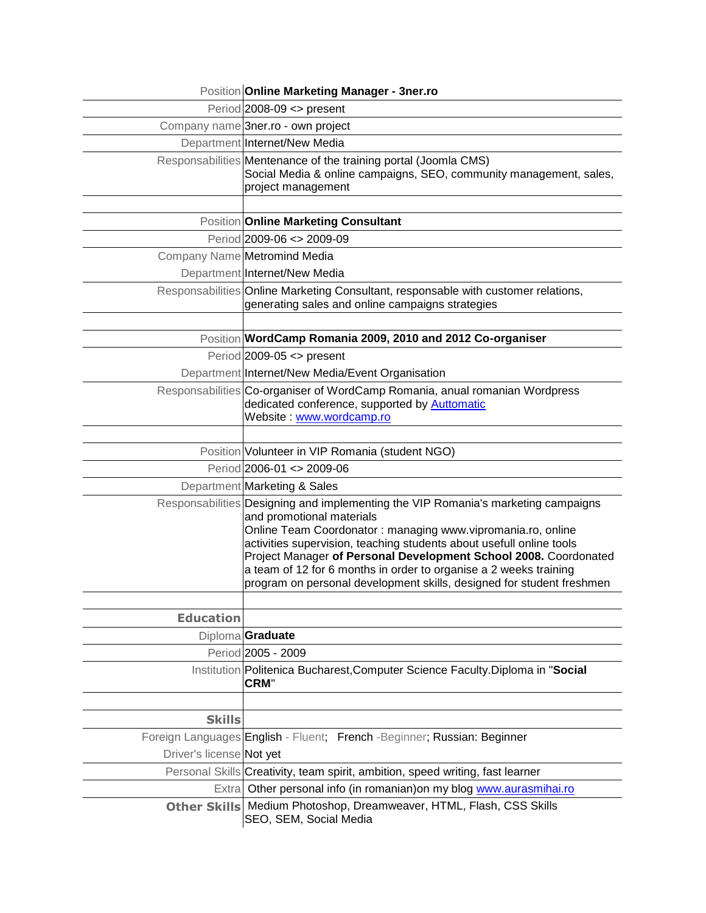| | |
|---|---|
| Position | **Online Marketing Manager - 3ner.ro** |
| Period | 2008-09 <> present |
| Company name | 3ner.ro - own project |
| Department | Internet/New Media |
| Responsabilities | Mentenance of the training portal (Joomla CMS)<br>Social Media & online campaigns, SEO, community management, sales, project management |
| | |
| Position | **Online Marketing Consultant** |
| Period | 2009-06 <> 2009-09 |
| Company Name | Metromind Media |
| Department | Internet/New Media |
| Responsabilities | Online Marketing Consultant, responsable with customer relations, generating sales and online campaigns strategies |
| | |
| Position | **WordCamp Romania 2009, 2010 and 2012 Co-organiser** |
| Period | 2009-05 <> present |
| Department | Internet/New Media/Event Organisation |
| Responsabilities | Co-organiser of WordCamp Romania, anual romanian Wordpress dedicated conference, supported by Auttomatic<br>Website : www.wordcamp.ro |
| | |
| Position | Volunteer in VIP Romania (student NGO) |
| Period | 2006-01 <> 2009-06 |
| Department | Marketing & Sales |
| Responsabilities | Designing and implementing the VIP Romania's marketing campaigns and promotional materials<br>Online Team Coordonator : managing www.vipromania.ro, online activities supervision, teaching students about usefull online tools<br>Project Manager **of Personal Development School 2008.** Coordonated a team of 12 for 6 months in order to organise a 2 weeks training program on personal development skills, designed for student freshmen |
| | |
| **Education** | |
| Diploma | **Graduate** |
| Period | 2005 - 2009 |
| Institution | Politenica Bucharest,Computer Science Faculty.Diploma in "**Social CRM**" |
| | |
| **Skills** | |
| Foreign Languages | English - Fluent; French -Beginner; Russian: Beginner |
| Driver's license | Not yet |
| Personal Skills | Creativity, team spirit, ambition, speed writing, fast learner |
| Extra | Other personal info (in romanian)on my blog www.aurasmihai.ro |
| **Other Skills** | Medium Photoshop, Dreamweaver, HTML, Flash, CSS Skills<br>SEO, SEM, Social Media |